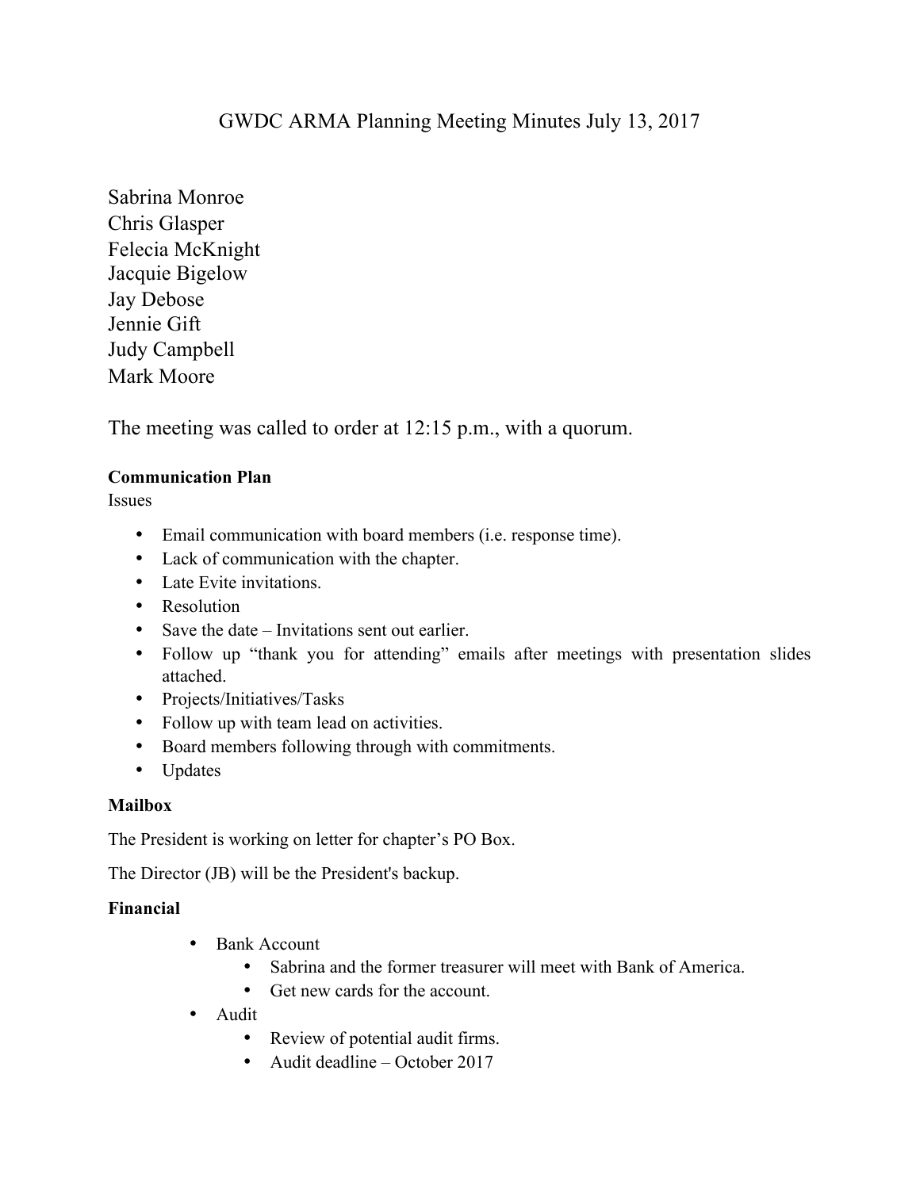# GWDC ARMA Planning Meeting Minutes July 13, 2017

Sabrina Monroe
Chris Glasper
Felecia McKnight
Jacquie Bigelow
Jay Debose
Jennie Gift
Judy Campbell
Mark Moore

The meeting was called to order at 12:15 p.m., with a quorum.

**Communication Plan**

Issues

- Email communication with board members (i.e. response time).
- Lack of communication with the chapter.
- Late Evite invitations.
- Resolution
- Save the date – Invitations sent out earlier.
- Follow up "thank you for attending" emails after meetings with presentation slides attached.
- Projects/Initiatives/Tasks
- Follow up with team lead on activities.
- Board members following through with commitments.
- Updates

**Mailbox**

The President is working on letter for chapter's PO Box.

The Director (JB) will be the President's backup.

**Financial**

- Bank Account
    - Sabrina and the former treasurer will meet with Bank of America.
    - Get new cards for the account.
- Audit
    - Review of potential audit firms.
    - Audit deadline – October 2017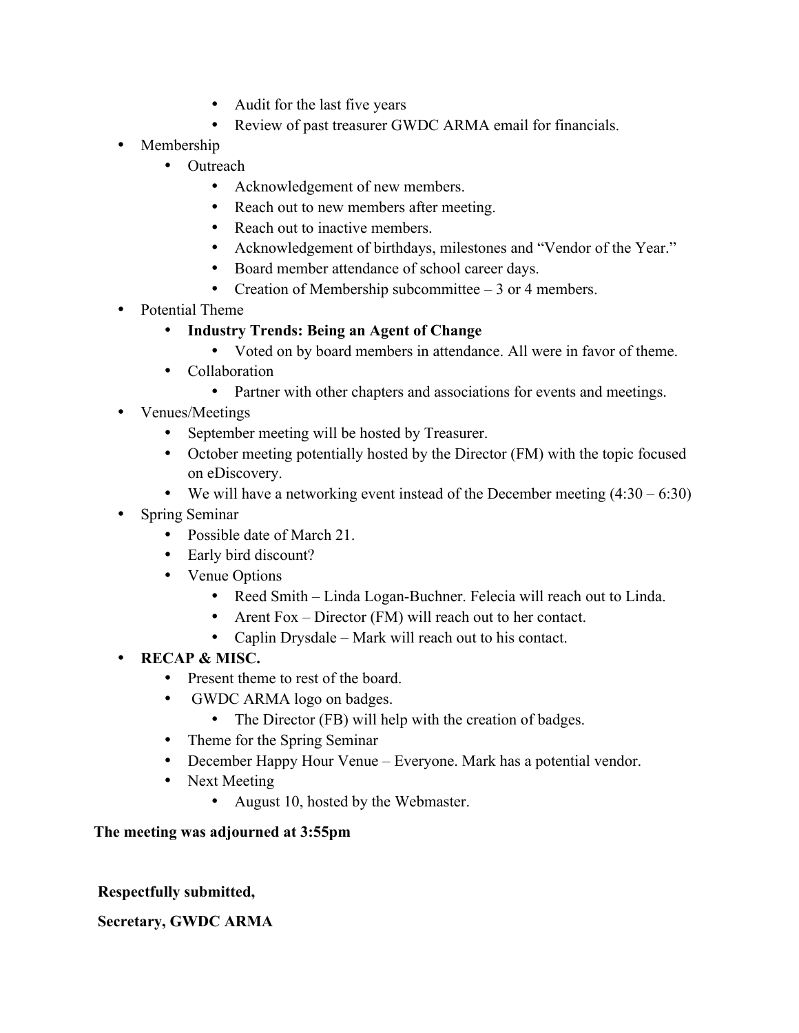- Audit for the last five years
        - Review of past treasurer GWDC ARMA email for financials.
- Membership
    - Outreach
        - Acknowledgement of new members.
        - Reach out to new members after meeting.
        - Reach out to inactive members.
        - Acknowledgement of birthdays, milestones and "Vendor of the Year."
        - Board member attendance of school career days.
        - Creation of Membership subcommittee – 3 or 4 members.
- Potential Theme
    - **Industry Trends: Being an Agent of Change**
        - Voted on by board members in attendance. All were in favor of theme.
    - Collaboration
        - Partner with other chapters and associations for events and meetings.
- Venues/Meetings
    - September meeting will be hosted by Treasurer.
    - October meeting potentially hosted by the Director (FM) with the topic focused on eDiscovery.
    - We will have a networking event instead of the December meeting (4:30 – 6:30)
- Spring Seminar
    - Possible date of March 21.
    - Early bird discount?
    - Venue Options
        - Reed Smith – Linda Logan-Buchner. Felecia will reach out to Linda.
        - Arent Fox – Director (FM) will reach out to her contact.
        - Caplin Drysdale – Mark will reach out to his contact.
- **RECAP & MISC.**
    - Present theme to rest of the board.
    - GWDC ARMA logo on badges.
        - The Director (FB) will help with the creation of badges.
    - Theme for the Spring Seminar
    - December Happy Hour Venue – Everyone. Mark has a potential vendor.
    - Next Meeting
        - August 10, hosted by the Webmaster.

**The meeting was adjourned at 3:55pm**

**Respectfully submitted,**

**Secretary, GWDC ARMA**